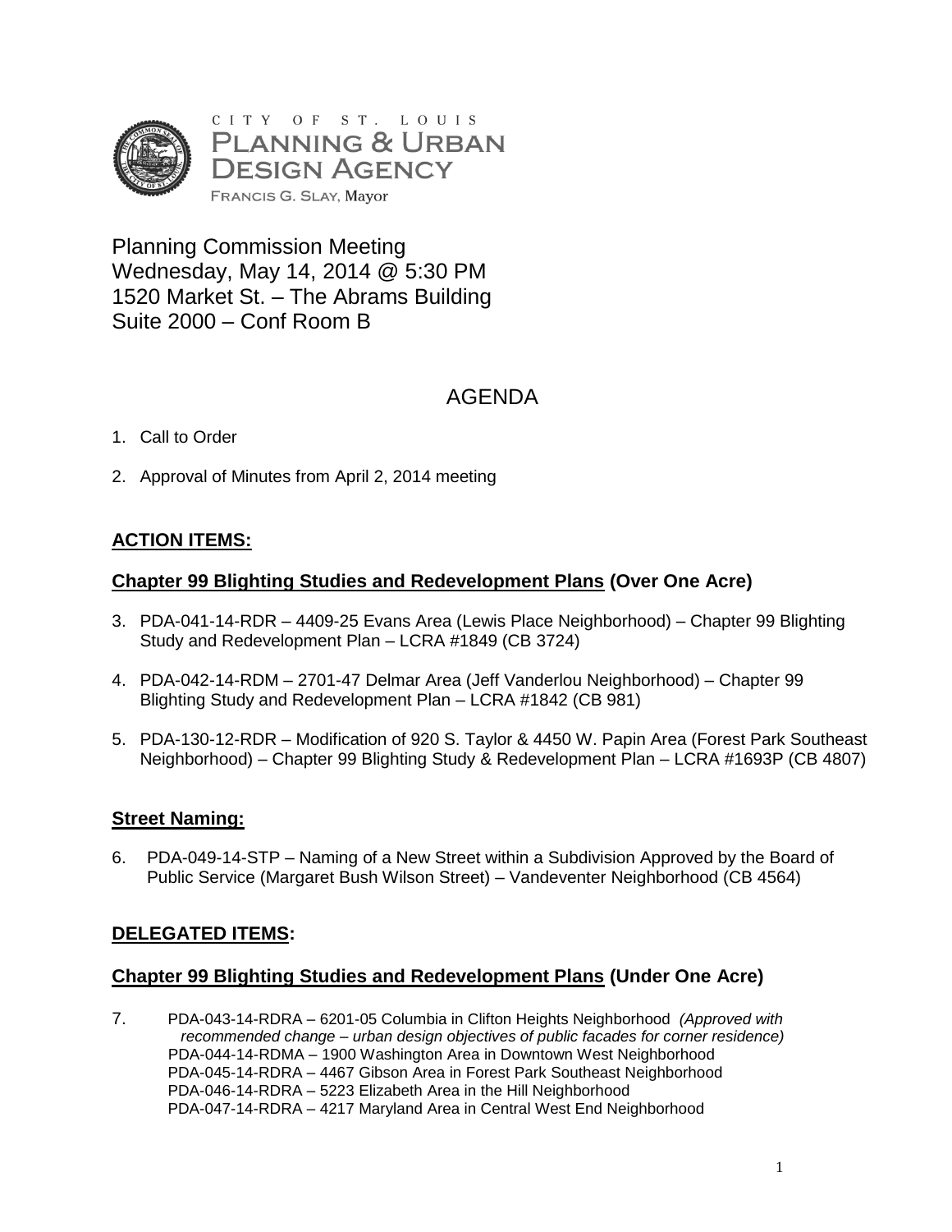CITY OF ST. LOUIS
PLANNING & URBAN
DESIGN AGENCY
FRANCIS G. SLAY, Mayor

Planning Commission Meeting
Wednesday, May 14, 2014 @ 5:30 PM
1520 Market St. – The Abrams Building
Suite 2000 – Conf Room B

# AGENDA

1. Call to Order
2. Approval of Minutes from April 2, 2014 meeting

## ACTION ITEMS:

### Chapter 99 Blighting Studies and Redevelopment Plans (Over One Acre)

3. PDA-041-14-RDR – 4409-25 Evans Area (Lewis Place Neighborhood) – Chapter 99 Blighting Study and Redevelopment Plan – LCRA #1849 (CB 3724)
4. PDA-042-14-RDM – 2701-47 Delmar Area (Jeff Vanderlou Neighborhood) – Chapter 99 Blighting Study and Redevelopment Plan – LCRA #1842 (CB 981)
5. PDA-130-12-RDR – Modification of 920 S. Taylor & 4450 W. Papin Area (Forest Park Southeast Neighborhood) – Chapter 99 Blighting Study & Redevelopment Plan – LCRA #1693P (CB 4807)

### Street Naming:

6. PDA-049-14-STP – Naming of a New Street within a Subdivision Approved by the Board of Public Service (Margaret Bush Wilson Street) – Vandeventer Neighborhood (CB 4564)

## DELEGATED ITEMS:

### Chapter 99 Blighting Studies and Redevelopment Plans (Under One Acre)

7. PDA-043-14-RDRA – 6201-05 Columbia in Clifton Heights Neighborhood *(Approved with recommended change – urban design objectives of public facades for corner residence)*
   PDA-044-14-RDMA – 1900 Washington Area in Downtown West Neighborhood
   PDA-045-14-RDRA – 4467 Gibson Area in Forest Park Southeast Neighborhood
   PDA-046-14-RDRA – 5223 Elizabeth Area in the Hill Neighborhood
   PDA-047-14-RDRA – 4217 Maryland Area in Central West End Neighborhood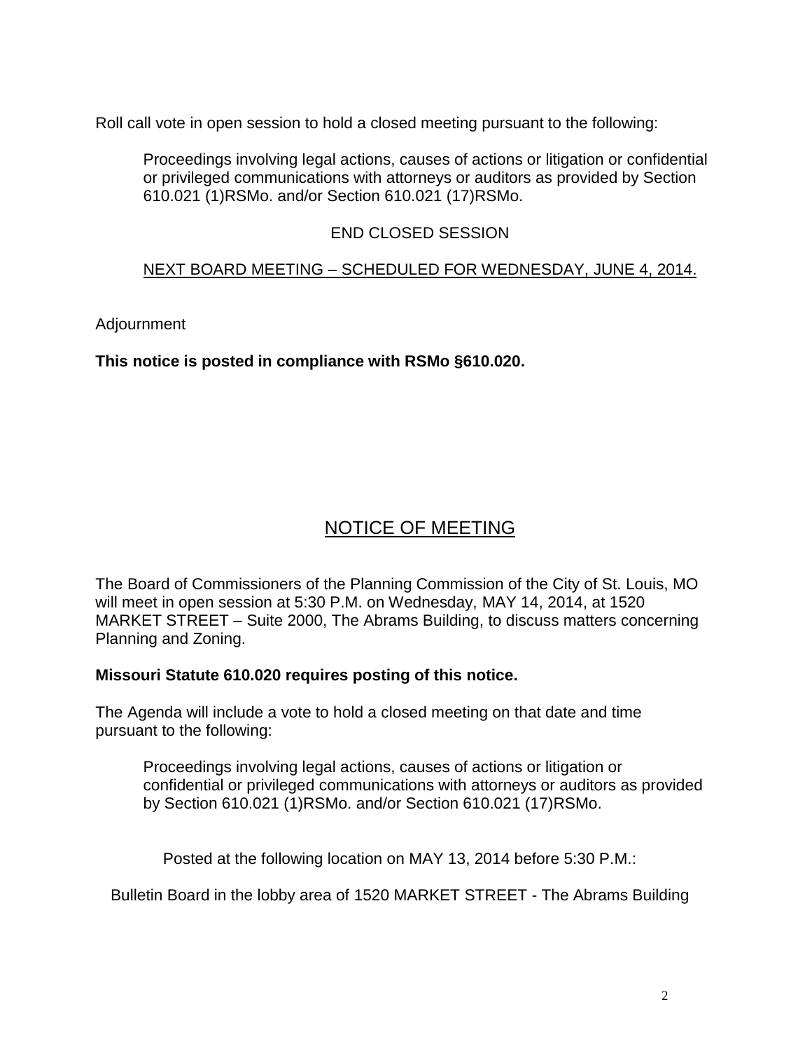Roll call vote in open session to hold a closed meeting pursuant to the following:

> Proceedings involving legal actions, causes of actions or litigation or confidential or privileged communications with attorneys or auditors as provided by Section 610.021 (1)RSMo. and/or Section 610.021 (17)RSMo.

END CLOSED SESSION

<u>NEXT BOARD MEETING – SCHEDULED FOR WEDNESDAY, JUNE 4, 2014.</u>

Adjournment

**This notice is posted in compliance with RSMo §610.020.**

# <u>NOTICE OF MEETING</u>

The Board of Commissioners of the Planning Commission of the City of St. Louis, MO will meet in open session at 5:30 P.M. on Wednesday, MAY 14, 2014, at 1520 MARKET STREET – Suite 2000, The Abrams Building, to discuss matters concerning Planning and Zoning.

**Missouri Statute 610.020 requires posting of this notice.**

The Agenda will include a vote to hold a closed meeting on that date and time pursuant to the following:

> Proceedings involving legal actions, causes of actions or litigation or confidential or privileged communications with attorneys or auditors as provided by Section 610.021 (1)RSMo. and/or Section 610.021 (17)RSMo.

Posted at the following location on MAY 13, 2014 before 5:30 P.M.:

Bulletin Board in the lobby area of 1520 MARKET STREET - The Abrams Building